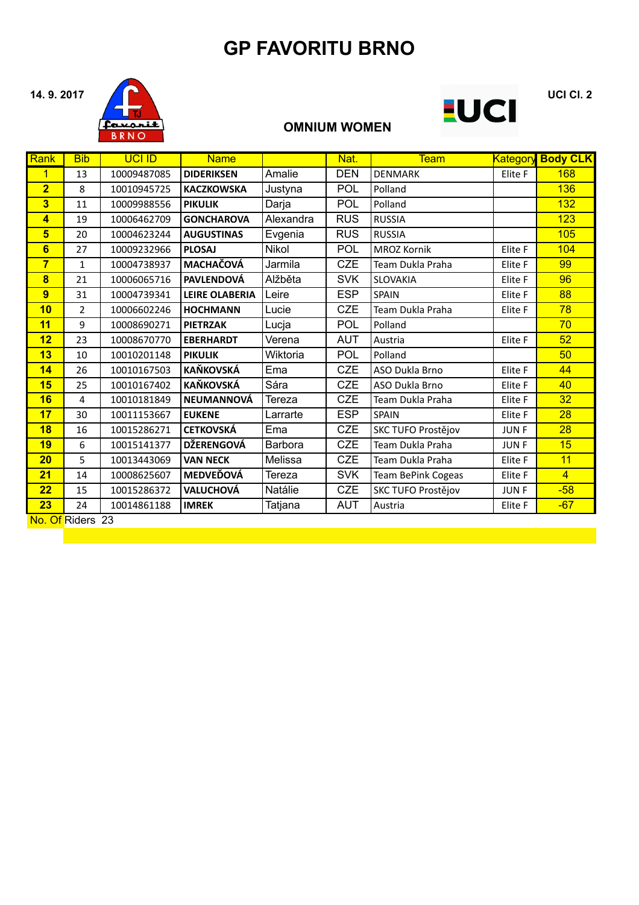# GP FAVORITU BRNO

14. 9. 2017

UCI Cl. 2

## OMNIUM WOMEN

| Rank | Bib | UCI ID | Name | | Nat. | Team | Kategory | Body CLK |
|---|---|---|---|---|---|---|---|---|
| 1 | 13 | 10009487085 | **DIDERIKSEN** | Amalie | DEN | DENMARK | Elite F | 168 |
| 2 | 8 | 10010945725 | **KACZKOWSKA** | Justyna | POL | Polland | | 136 |
| 3 | 11 | 10009988556 | **PIKULIK** | Darja | POL | Polland | | 132 |
| 4 | 19 | 10006462709 | **GONCHAROVA** | Alexandra | RUS | RUSSIA | | 123 |
| 5 | 20 | 10004623244 | **AUGUSTINAS** | Evgenia | RUS | RUSSIA | | 105 |
| 6 | 27 | 10009232966 | **PLOSAJ** | Nikol | POL | MROZ Kornik | Elite F | 104 |
| 7 | 1 | 10004738937 | **MACHAČOVÁ** | Jarmila | CZE | Team Dukla Praha | Elite F | 99 |
| 8 | 21 | 10006065716 | **PAVLENDOVÁ** | Alžběta | SVK | SLOVAKIA | Elite F | 96 |
| 9 | 31 | 10004739341 | **LEIRE OLABERIA** | Leire | ESP | SPAIN | Elite F | 88 |
| 10 | 2 | 10006602246 | **HOCHMANN** | Lucie | CZE | Team Dukla Praha | Elite F | 78 |
| 11 | 9 | 10008690271 | **PIETRZAK** | Lucja | POL | Polland | | 70 |
| 12 | 23 | 10008670770 | **EBERHARDT** | Verena | AUT | Austria | Elite F | 52 |
| 13 | 10 | 10010201148 | **PIKULIK** | Wiktoria | POL | Polland | | 50 |
| 14 | 26 | 10010167503 | **KAŇKOVSKÁ** | Ema | CZE | ASO Dukla Brno | Elite F | 44 |
| 15 | 25 | 10010167402 | **KAŇKOVSKÁ** | Sára | CZE | ASO Dukla Brno | Elite F | 40 |
| 16 | 4 | 10010181849 | **NEUMANNOVÁ** | Tereza | CZE | Team Dukla Praha | Elite F | 32 |
| 17 | 30 | 10011153667 | **EUKENE** | Larrarte | ESP | SPAIN | Elite F | 28 |
| 18 | 16 | 10015286271 | **CETKOVSKÁ** | Ema | CZE | SKC TUFO Prostějov | JUN F | 28 |
| 19 | 6 | 10015141377 | **DŽERENGOVÁ** | Barbora | CZE | Team Dukla Praha | JUN F | 15 |
| 20 | 5 | 10013443069 | **VAN NECK** | Melissa | CZE | Team Dukla Praha | Elite F | 11 |
| 21 | 14 | 10008625607 | **MEDVEĎOVÁ** | Tereza | SVK | Team BePink Cogeas | Elite F | 4 |
| 22 | 15 | 10015286372 | **VALUCHOVÁ** | Natálie | CZE | SKC TUFO Prostějov | JUN F | -58 |
| 23 | 24 | 10014861188 | **IMREK** | Tatjana | AUT | Austria | Elite F | -67 |

No. Of Riders 23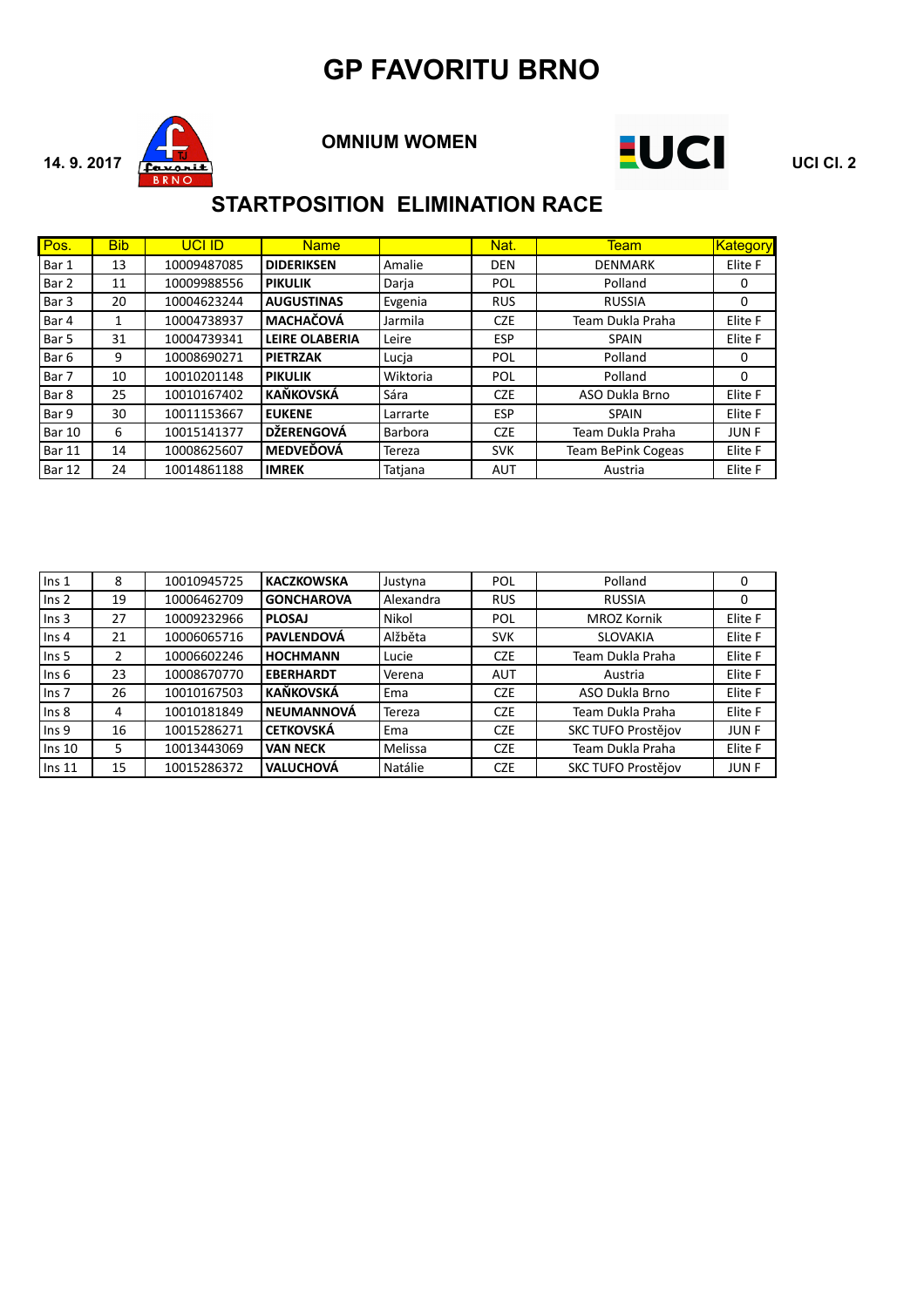# GP FAVORITU BRNO

14. 9. 2017

**OMNIUM WOMEN**

UCI Cl. 2

## STARTPOSITION ELIMINATION RACE

| Pos. | Bib | UCI ID | Name | | Nat. | Team | Kategory |
|---|---|---|---|---|---|---|---|
| Bar 1 | 13 | 10009487085 | **DIDERIKSEN** | Amalie | DEN | DENMARK | Elite F |
| Bar 2 | 11 | 10009988556 | **PIKULIK** | Darja | POL | Polland | 0 |
| Bar 3 | 20 | 10004623244 | **AUGUSTINAS** | Evgenia | RUS | RUSSIA | 0 |
| Bar 4 | 1 | 10004738937 | **MACHAČOVÁ** | Jarmila | CZE | Team Dukla Praha | Elite F |
| Bar 5 | 31 | 10004739341 | **LEIRE OLABERIA** | Leire | ESP | SPAIN | Elite F |
| Bar 6 | 9 | 10008690271 | **PIETRZAK** | Lucja | POL | Polland | 0 |
| Bar 7 | 10 | 10010201148 | **PIKULIK** | Wiktoria | POL | Polland | 0 |
| Bar 8 | 25 | 10010167402 | **KAŇKOVSKÁ** | Sára | CZE | ASO Dukla Brno | Elite F |
| Bar 9 | 30 | 10011153667 | **EUKENE** | Larrarte | ESP | SPAIN | Elite F |
| Bar 10 | 6 | 10015141377 | **DŽERENGOVÁ** | Barbora | CZE | Team Dukla Praha | JUN F |
| Bar 11 | 14 | 10008625607 | **MEDVEĎOVÁ** | Tereza | SVK | Team BePink Cogeas | Elite F |
| Bar 12 | 24 | 10014861188 | **IMREK** | Tatjana | AUT | Austria | Elite F |

| | | | | | | | |
|---|---|---|---|---|---|---|---|
| Ins 1 | 8 | 10010945725 | **KACZKOWSKA** | Justyna | POL | Polland | 0 |
| Ins 2 | 19 | 10006462709 | **GONCHAROVA** | Alexandra | RUS | RUSSIA | 0 |
| Ins 3 | 27 | 10009232966 | **PLOSAJ** | Nikol | POL | MROZ Kornik | Elite F |
| Ins 4 | 21 | 10006065716 | **PAVLENDOVÁ** | Alžběta | SVK | SLOVAKIA | Elite F |
| Ins 5 | 2 | 10006602246 | **HOCHMANN** | Lucie | CZE | Team Dukla Praha | Elite F |
| Ins 6 | 23 | 10008670770 | **EBERHARDT** | Verena | AUT | Austria | Elite F |
| Ins 7 | 26 | 10010167503 | **KAŇKOVSKÁ** | Ema | CZE | ASO Dukla Brno | Elite F |
| Ins 8 | 4 | 10010181849 | **NEUMANNOVÁ** | Tereza | CZE | Team Dukla Praha | Elite F |
| Ins 9 | 16 | 10015286271 | **CETKOVSKÁ** | Ema | CZE | SKC TUFO Prostějov | JUN F |
| Ins 10 | 5 | 10013443069 | **VAN NECK** | Melissa | CZE | Team Dukla Praha | Elite F |
| Ins 11 | 15 | 10015286372 | **VALUCHOVÁ** | Natálie | CZE | SKC TUFO Prostějov | JUN F |